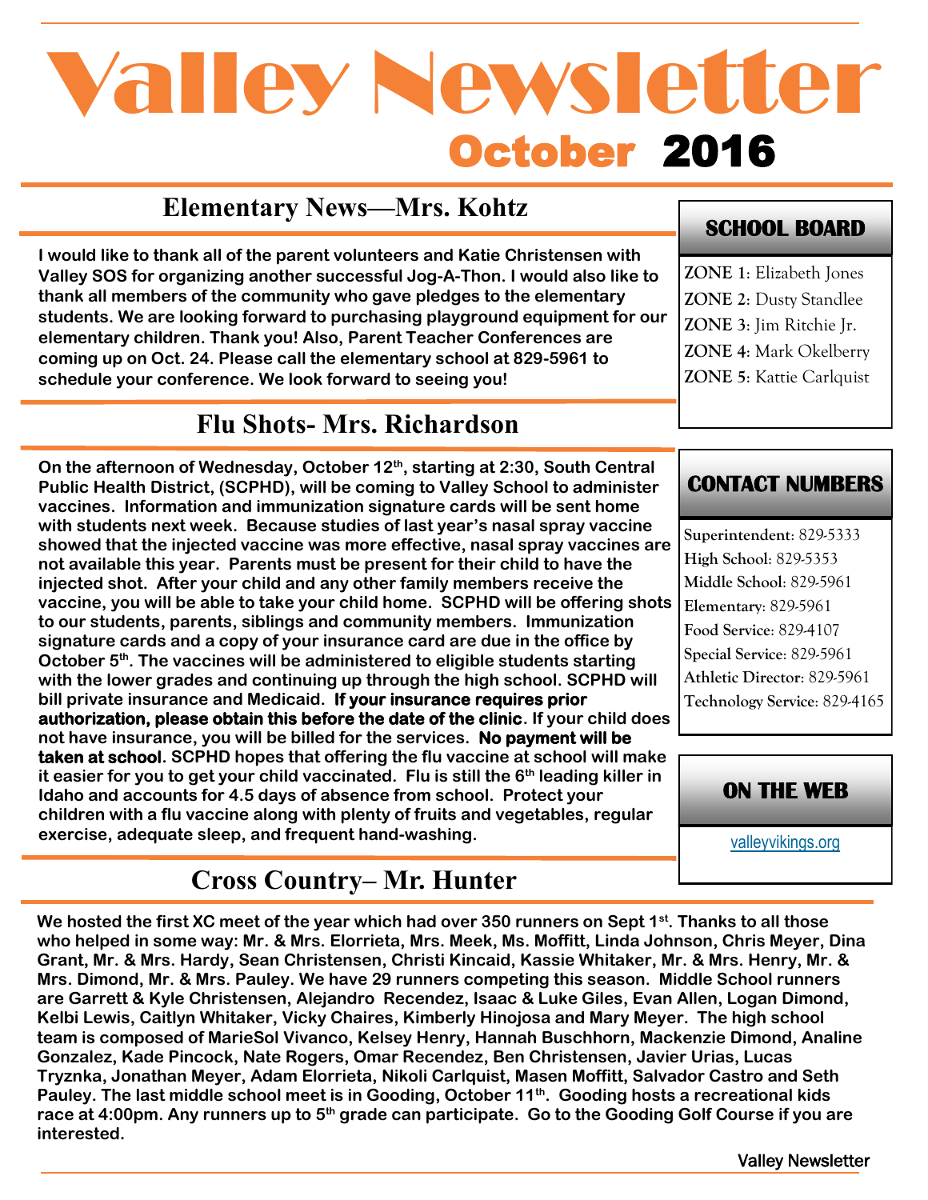# Valley Newsletter

## October 2016

## Elementary News—Mrs. Kohtz

**I would like to thank all of the parent volunteers and Katie Christensen with Valley SOS for organizing another successful Jog-A-Thon. I would also like to thank all members of the community who gave pledges to the elementary students. We are looking forward to purchasing playground equipment for our elementary children. Thank you! Also, Parent Teacher Conferences are coming up on Oct. 24. Please call the elementary school at 829-5961 to schedule your conference. We look forward to seeing you!**

## Flu Shots- Mrs. Richardson

**On the afternoon of Wednesday, October 12th, starting at 2:30, South Central Public Health District, (SCPHD), will be coming to Valley School to administer vaccines. Information and immunization signature cards will be sent home with students next week. Because studies of last year's nasal spray vaccine showed that the injected vaccine was more effective, nasal spray vaccines are not available this year. Parents must be present for their child to have the injected shot. After your child and any other family members receive the vaccine, you will be able to take your child home. SCPHD will be offering shots to our students, parents, siblings and community members. Immunization signature cards and a copy of your insurance card are due in the office by October 5th. The vaccines will be administered to eligible students starting with the lower grades and continuing up through the high school. SCPHD will bill private insurance and Medicaid. If your insurance requires prior authorization, please obtain this before the date of the clinic. If your child does not have insurance, you will be billed for the services. No payment will be taken at school. SCPHD hopes that offering the flu vaccine at school will make it easier for you to get your child vaccinated. Flu is still the 6th leading killer in Idaho and accounts for 4.5 days of absence from school. Protect your children with a flu vaccine along with plenty of fruits and vegetables, regular exercise, adequate sleep, and frequent hand-washing.**

## Cross Country– Mr. Hunter

**We hosted the first XC meet of the year which had over 350 runners on Sept 1st. Thanks to all those who helped in some way: Mr. & Mrs. Elorrieta, Mrs. Meek, Ms. Moffitt, Linda Johnson, Chris Meyer, Dina Grant, Mr. & Mrs. Hardy, Sean Christensen, Christi Kincaid, Kassie Whitaker, Mr. & Mrs. Henry, Mr. & Mrs. Dimond, Mr. & Mrs. Pauley. We have 29 runners competing this season. Middle School runners are Garrett & Kyle Christensen, Alejandro Recendez, Isaac & Luke Giles, Evan Allen, Logan Dimond, Kelbi Lewis, Caitlyn Whitaker, Vicky Chaires, Kimberly Hinojosa and Mary Meyer. The high school team is composed of MarieSol Vivanco, Kelsey Henry, Hannah Buschhorn, Mackenzie Dimond, Analine Gonzalez, Kade Pincock, Nate Rogers, Omar Recendez, Ben Christensen, Javier Urias, Lucas Tryznka, Jonathan Meyer, Adam Elorrieta, Nikoli Carlquist, Masen Moffitt, Salvador Castro and Seth Pauley. The last middle school meet is in Gooding, October 11th. Gooding hosts a recreational kids race at 4:00pm. Any runners up to 5th grade can participate. Go to the Gooding Golf Course if you are interested.**

### SCHOOL BOARD

**ZONE 1**: Elizabeth Jones
**ZONE 2**: Dusty Standlee
**ZONE 3**: Jim Ritchie Jr.
**ZONE 4**: Mark Okelberry
**ZONE 5**: Kattie Carlquist

### CONTACT NUMBERS

**Superintendent**: 829-5333
**High School**: 829-5353
**Middle School**: 829-5961
**Elementary**: 829-5961
**Food Service**: 829-4107
**Special Service**: 829-5961
**Athletic Director**: 829-5961
**Technology Service**: 829-4165

### ON THE WEB

valleyvikings.org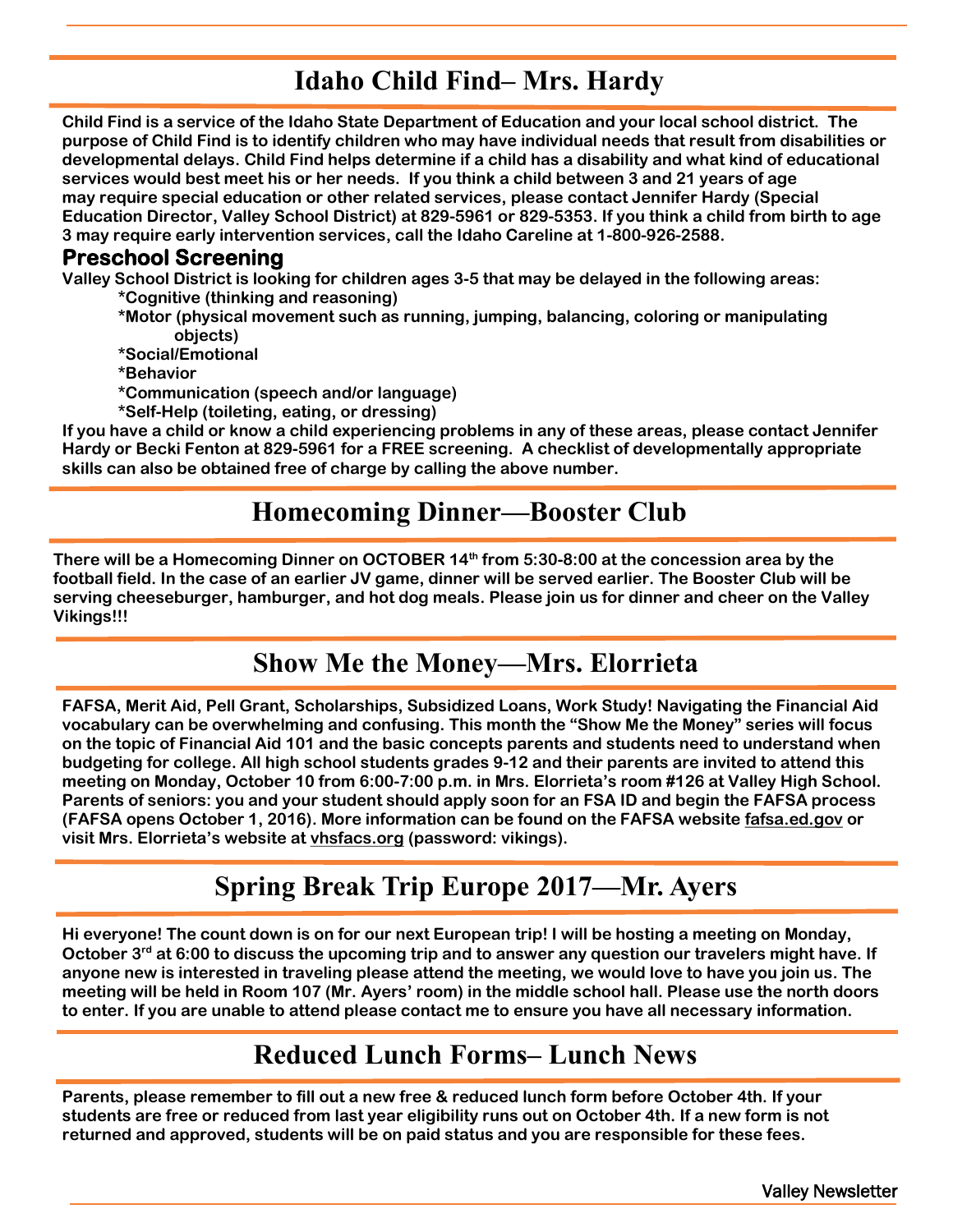## Idaho Child Find– Mrs. Hardy

**Child Find is a service of the Idaho State Department of Education and your local school district. The purpose of Child Find is to identify children who may have individual needs that result from disabilities or developmental delays. Child Find helps determine if a child has a disability and what kind of educational services would best meet his or her needs. If you think a child between 3 and 21 years of age may require special education or other related services, please contact Jennifer Hardy (Special Education Director, Valley School District) at 829-5961 or 829-5353. If you think a child from birth to age 3 may require early intervention services, call the Idaho Careline at 1-800-926-2588.**

### Preschool Screening

**Valley School District is looking for children ages 3-5 that may be delayed in the following areas:**

- **Cognitive (thinking and reasoning)**
- **Motor (physical movement such as running, jumping, balancing, coloring or manipulating objects)**
- **Social/Emotional**
- **Behavior**
- **Communication (speech and/or language)**
- **Self-Help (toileting, eating, or dressing)**

**If you have a child or know a child experiencing problems in any of these areas, please contact Jennifer Hardy or Becki Fenton at 829-5961 for a FREE screening. A checklist of developmentally appropriate skills can also be obtained free of charge by calling the above number.**

## Homecoming Dinner—Booster Club

**There will be a Homecoming Dinner on OCTOBER 14th from 5:30-8:00 at the concession area by the football field. In the case of an earlier JV game, dinner will be served earlier. The Booster Club will be serving cheeseburger, hamburger, and hot dog meals. Please join us for dinner and cheer on the Valley Vikings!!!**

## Show Me the Money—Mrs. Elorrieta

**FAFSA, Merit Aid, Pell Grant, Scholarships, Subsidized Loans, Work Study! Navigating the Financial Aid vocabulary can be overwhelming and confusing. This month the "Show Me the Money" series will focus on the topic of Financial Aid 101 and the basic concepts parents and students need to understand when budgeting for college. All high school students grades 9-12 and their parents are invited to attend this meeting on Monday, October 10 from 6:00-7:00 p.m. in Mrs. Elorrieta's room #126 at Valley High School. Parents of seniors: you and your student should apply soon for an FSA ID and begin the FAFSA process (FAFSA opens October 1, 2016). More information can be found on the FAFSA website fafsa.ed.gov or visit Mrs. Elorrieta's website at vhsfacs.org (password: vikings).**

## Spring Break Trip Europe 2017—Mr. Ayers

**Hi everyone! The count down is on for our next European trip! I will be hosting a meeting on Monday, October 3rd at 6:00 to discuss the upcoming trip and to answer any question our travelers might have. If anyone new is interested in traveling please attend the meeting, we would love to have you join us. The meeting will be held in Room 107 (Mr. Ayers' room) in the middle school hall. Please use the north doors to enter. If you are unable to attend please contact me to ensure you have all necessary information.**

## Reduced Lunch Forms– Lunch News

**Parents, please remember to fill out a new free & reduced lunch form before October 4th. If your students are free or reduced from last year eligibility runs out on October 4th. If a new form is not returned and approved, students will be on paid status and you are responsible for these fees.**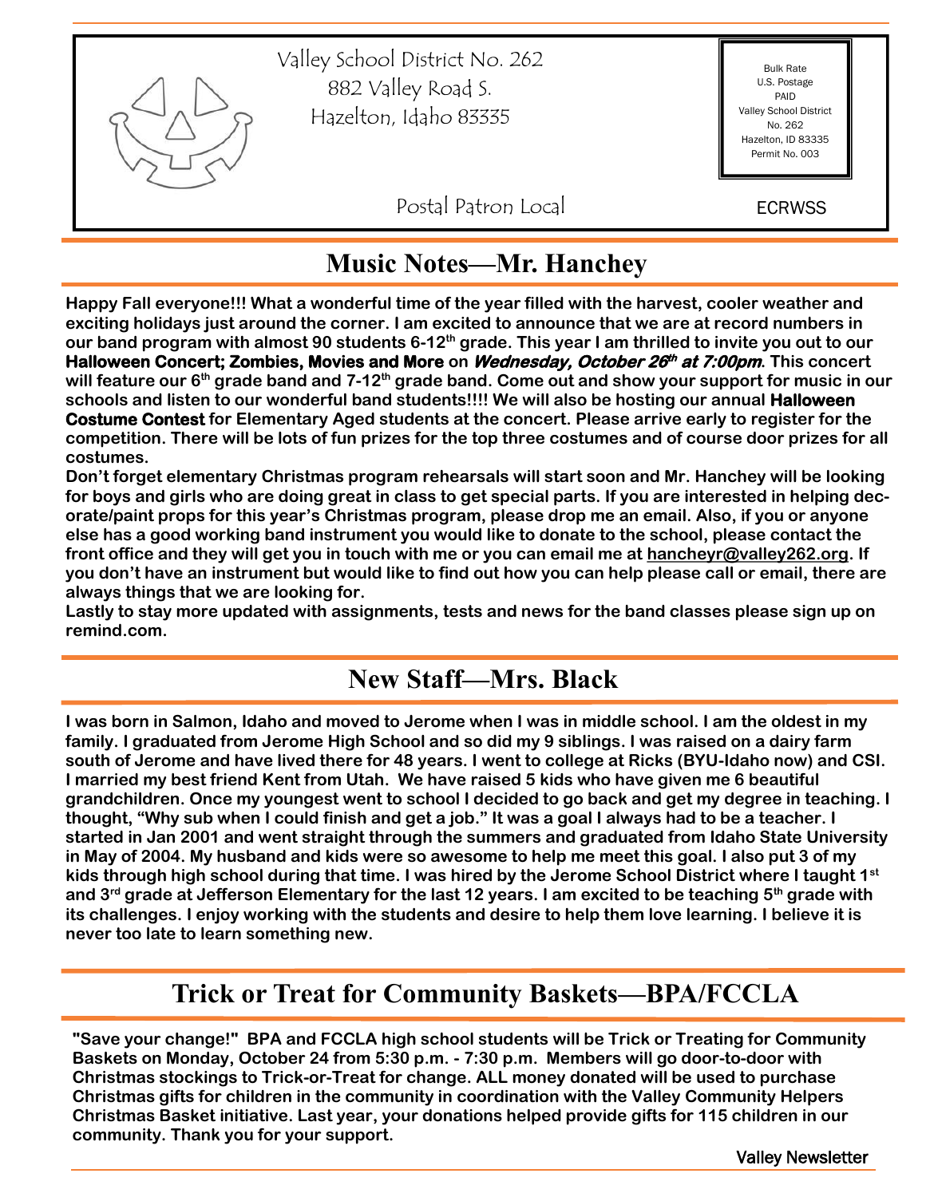Valley School District No. 262
882 Valley Road S.
Hazelton, Idaho 83335

Bulk Rate
U.S. Postage
PAID
Valley School District
No. 262
Hazelton, ID 83335
Permit No. 003

Postal Patron Local

ECRWSS

## Music Notes—Mr. Hanchey

**Happy Fall everyone!!! What a wonderful time of the year filled with the harvest, cooler weather and exciting holidays just around the corner. I am excited to announce that we are at record numbers in our band program with almost 90 students 6-12th grade. This year I am thrilled to invite you out to our Halloween Concert; Zombies, Movies and More on *Wednesday, October 26th at 7:00pm*. This concert will feature our 6th grade band and 7-12th grade band. Come out and show your support for music in our schools and listen to our wonderful band students!!!! We will also be hosting our annual Halloween Costume Contest for Elementary Aged students at the concert. Please arrive early to register for the competition. There will be lots of fun prizes for the top three costumes and of course door prizes for all costumes.**

**Don't forget elementary Christmas program rehearsals will start soon and Mr. Hanchey will be looking for boys and girls who are doing great in class to get special parts. If you are interested in helping decorate/paint props for this year's Christmas program, please drop me an email. Also, if you or anyone else has a good working band instrument you would like to donate to the school, please contact the front office and they will get you in touch with me or you can email me at hancheyr@valley262.org. If you don't have an instrument but would like to find out how you can help please call or email, there are always things that we are looking for.**

**Lastly to stay more updated with assignments, tests and news for the band classes please sign up on remind.com.**

## New Staff—Mrs. Black

**I was born in Salmon, Idaho and moved to Jerome when I was in middle school. I am the oldest in my family. I graduated from Jerome High School and so did my 9 siblings. I was raised on a dairy farm south of Jerome and have lived there for 48 years. I went to college at Ricks (BYU-Idaho now) and CSI. I married my best friend Kent from Utah. We have raised 5 kids who have given me 6 beautiful grandchildren. Once my youngest went to school I decided to go back and get my degree in teaching. I thought, "Why sub when I could finish and get a job." It was a goal I always had to be a teacher. I started in Jan 2001 and went straight through the summers and graduated from Idaho State University in May of 2004. My husband and kids were so awesome to help me meet this goal. I also put 3 of my kids through high school during that time. I was hired by the Jerome School District where I taught 1st and 3rd grade at Jefferson Elementary for the last 12 years. I am excited to be teaching 5th grade with its challenges. I enjoy working with the students and desire to help them love learning. I believe it is never too late to learn something new.**

## Trick or Treat for Community Baskets—BPA/FCCLA

**"Save your change!" BPA and FCCLA high school students will be Trick or Treating for Community Baskets on Monday, October 24 from 5:30 p.m. - 7:30 p.m. Members will go door-to-door with Christmas stockings to Trick-or-Treat for change. ALL money donated will be used to purchase Christmas gifts for children in the community in coordination with the Valley Community Helpers Christmas Basket initiative. Last year, your donations helped provide gifts for 115 children in our community. Thank you for your support.**